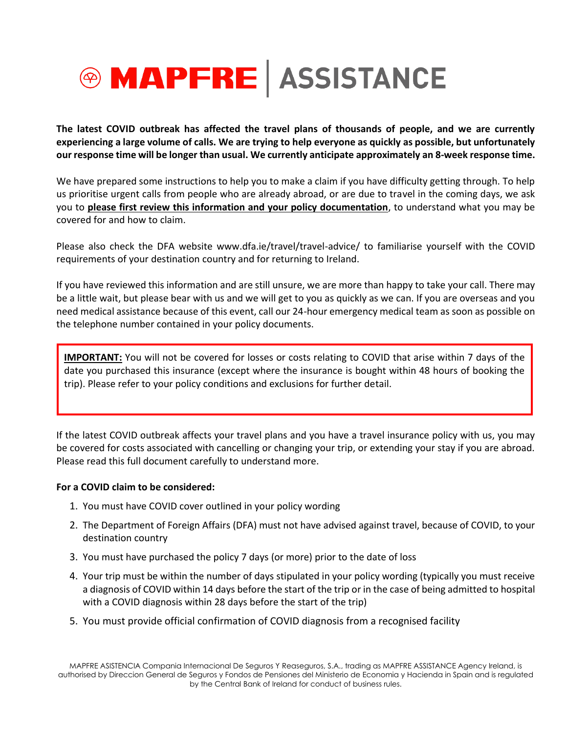# MAPFRE | ASSISTANCE

**The latest COVID outbreak has affected the travel plans of thousands of people, and we are currently experiencing a large volume of calls. We are trying to help everyone as quickly as possible, but unfortunately our response time will be longer than usual. We currently anticipate approximately an 8-week response time.**

We have prepared some instructions to help you to make a claim if you have difficulty getting through. To help us prioritise urgent calls from people who are already abroad, or are due to travel in the coming days, we ask you to **please first review this information and your policy documentation**, to understand what you may be covered for and how to claim.

Please also check the DFA website www.dfa.ie/travel/travel-advice/ to familiarise yourself with the COVID requirements of your destination country and for returning to Ireland.

If you have reviewed this information and are still unsure, we are more than happy to take your call. There may be a little wait, but please bear with us and we will get to you as quickly as we can. If you are overseas and you need medical assistance because of this event, call our 24-hour emergency medical team as soon as possible on the telephone number contained in your policy documents.

> **IMPORTANT:** You will not be covered for losses or costs relating to COVID that arise within 7 days of the date you purchased this insurance (except where the insurance is bought within 48 hours of booking the trip). Please refer to your policy conditions and exclusions for further detail.

If the latest COVID outbreak affects your travel plans and you have a travel insurance policy with us, you may be covered for costs associated with cancelling or changing your trip, or extending your stay if you are abroad. Please read this full document carefully to understand more.

**For a COVID claim to be considered:**

1. You must have COVID cover outlined in your policy wording
2. The Department of Foreign Affairs (DFA) must not have advised against travel, because of COVID, to your destination country
3. You must have purchased the policy 7 days (or more) prior to the date of loss
4. Your trip must be within the number of days stipulated in your policy wording (typically you must receive a diagnosis of COVID within 14 days before the start of the trip or in the case of being admitted to hospital with a COVID diagnosis within 28 days before the start of the trip)
5. You must provide official confirmation of COVID diagnosis from a recognised facility

MAPFRE ASISTENCIA Compania Internacional De Seguros Y Reaseguros, S.A., trading as MAPFRE ASSISTANCE Agency Ireland, is authorised by Direccion General de Seguros y Fondos de Pensiones del Ministerio de Economia y Hacienda in Spain and is regulated by the Central Bank of Ireland for conduct of business rules.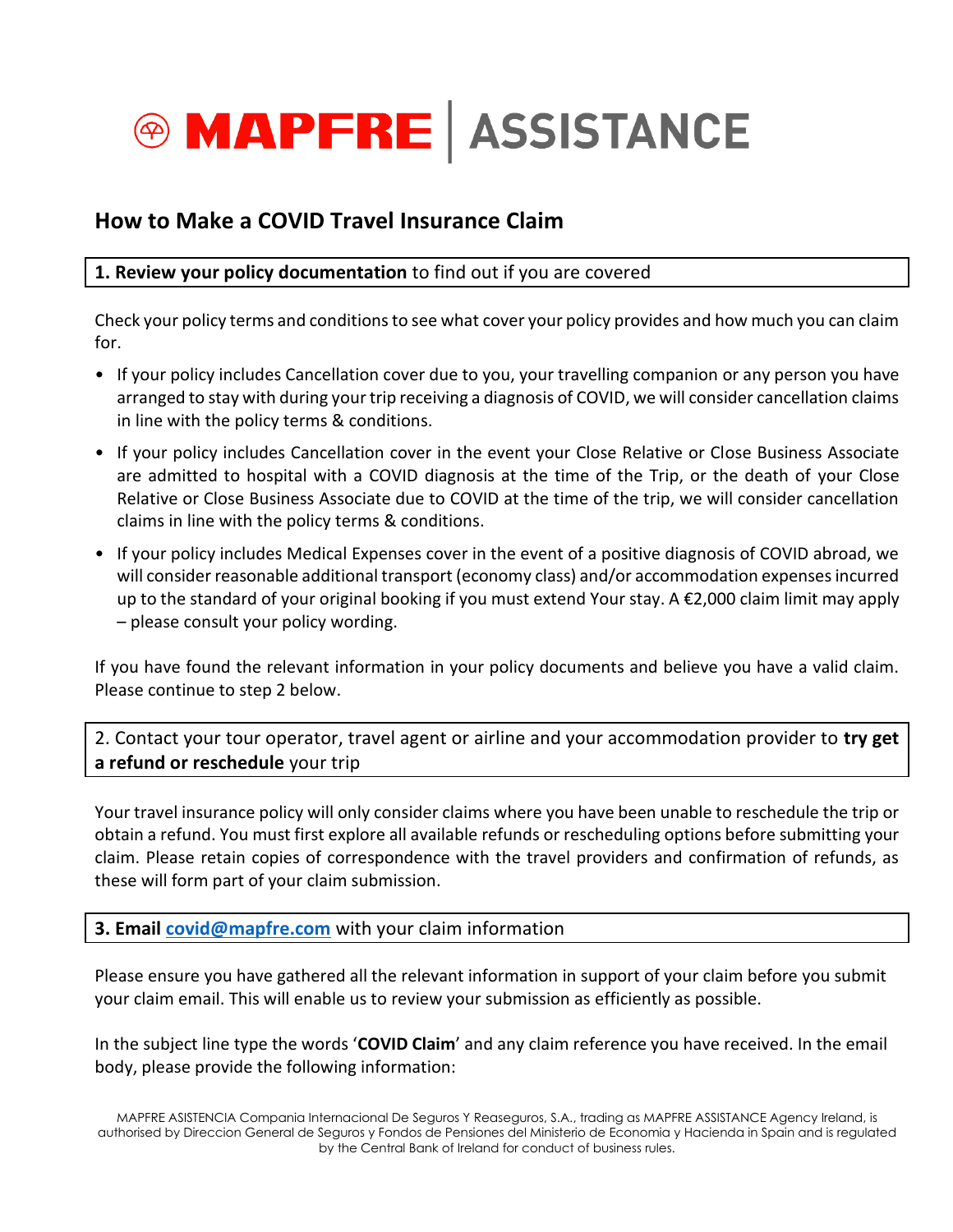# MAPFRE | ASSISTANCE

## How to Make a COVID Travel Insurance Claim

**1. Review your policy documentation** to find out if you are covered

Check your policy terms and conditions to see what cover your policy provides and how much you can claim for.

- If your policy includes Cancellation cover due to you, your travelling companion or any person you have arranged to stay with during your trip receiving a diagnosis of COVID, we will consider cancellation claims in line with the policy terms & conditions.
- If your policy includes Cancellation cover in the event your Close Relative or Close Business Associate are admitted to hospital with a COVID diagnosis at the time of the Trip, or the death of your Close Relative or Close Business Associate due to COVID at the time of the trip, we will consider cancellation claims in line with the policy terms & conditions.
- If your policy includes Medical Expenses cover in the event of a positive diagnosis of COVID abroad, we will consider reasonable additional transport (economy class) and/or accommodation expenses incurred up to the standard of your original booking if you must extend Your stay. A €2,000 claim limit may apply – please consult your policy wording.

If you have found the relevant information in your policy documents and believe you have a valid claim. Please continue to step 2 below.

2. Contact your tour operator, travel agent or airline and your accommodation provider to **try get a refund or reschedule** your trip

Your travel insurance policy will only consider claims where you have been unable to reschedule the trip or obtain a refund. You must first explore all available refunds or rescheduling options before submitting your claim. Please retain copies of correspondence with the travel providers and confirmation of refunds, as these will form part of your claim submission.

**3. Email covid@mapfre.com** with your claim information

Please ensure you have gathered all the relevant information in support of your claim before you submit your claim email. This will enable us to review your submission as efficiently as possible.

In the subject line type the words '**COVID Claim**' and any claim reference you have received. In the email body, please provide the following information:

MAPFRE ASISTENCIA Compania Internacional De Seguros Y Reaseguros, S.A., trading as MAPFRE ASSISTANCE Agency Ireland, is authorised by Direccion General de Seguros y Fondos de Pensiones del Ministerio de Economia y Hacienda in Spain and is regulated by the Central Bank of Ireland for conduct of business rules.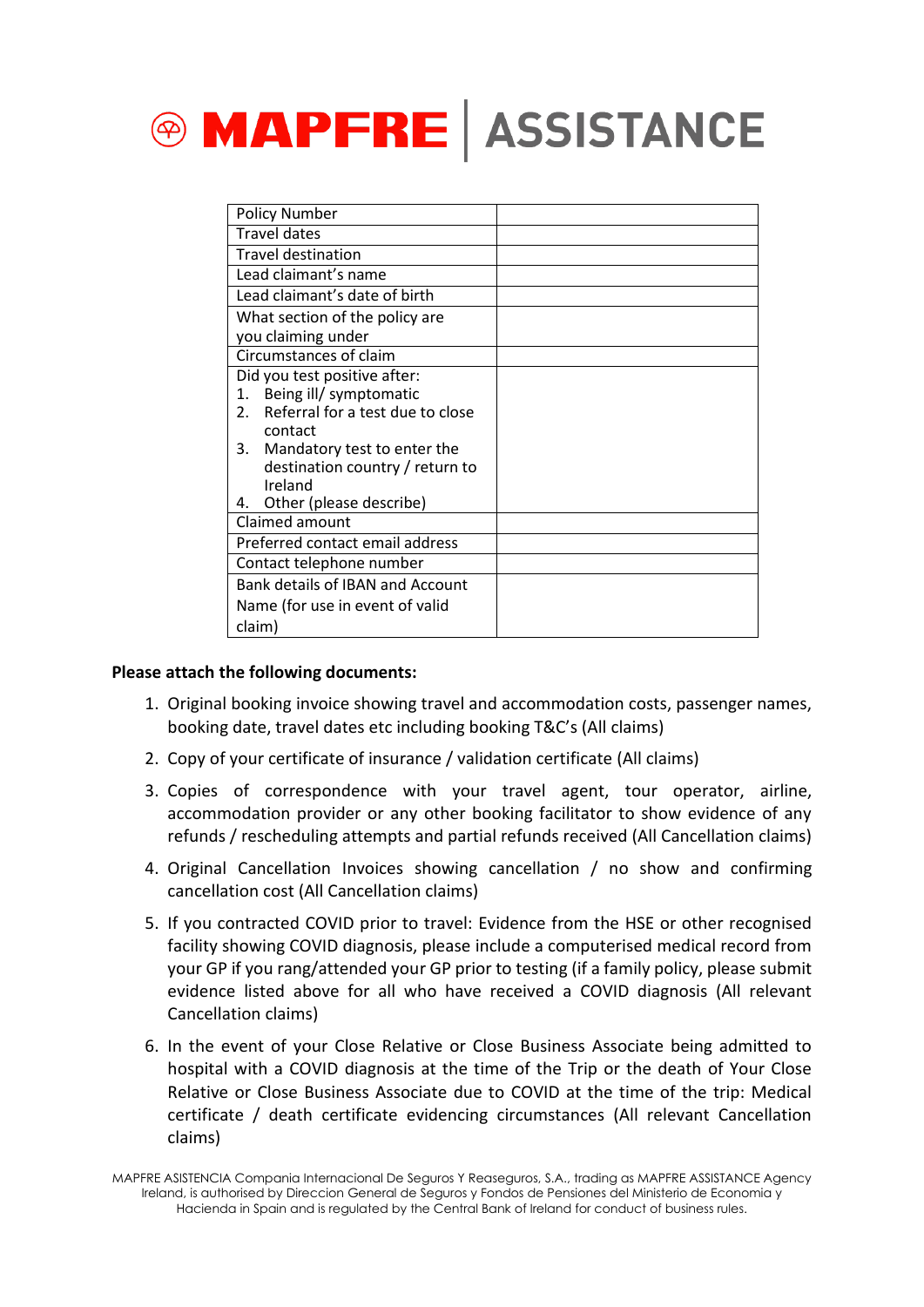# MAPFRE | ASSISTANCE

| Policy Number | |
| --- | --- |
| Travel dates | |
| Travel destination | |
| Lead claimant's name | |
| Lead claimant's date of birth | |
| What section of the policy are you claiming under | |
| Circumstances of claim | |
| Did you test positive after:<br>1. Being ill/ symptomatic<br>2. Referral for a test due to close contact<br>3. Mandatory test to enter the destination country / return to Ireland<br>4. Other (please describe) | |
| Claimed amount | |
| Preferred contact email address | |
| Contact telephone number | |
| Bank details of IBAN and Account Name (for use in event of valid claim) | |

**Please attach the following documents:**

1. Original booking invoice showing travel and accommodation costs, passenger names, booking date, travel dates etc including booking T&C's (All claims)
2. Copy of your certificate of insurance / validation certificate (All claims)
3. Copies of correspondence with your travel agent, tour operator, airline, accommodation provider or any other booking facilitator to show evidence of any refunds / rescheduling attempts and partial refunds received (All Cancellation claims)
4. Original Cancellation Invoices showing cancellation / no show and confirming cancellation cost (All Cancellation claims)
5. If you contracted COVID prior to travel: Evidence from the HSE or other recognised facility showing COVID diagnosis, please include a computerised medical record from your GP if you rang/attended your GP prior to testing (if a family policy, please submit evidence listed above for all who have received a COVID diagnosis (All relevant Cancellation claims)
6. In the event of your Close Relative or Close Business Associate being admitted to hospital with a COVID diagnosis at the time of the Trip or the death of Your Close Relative or Close Business Associate due to COVID at the time of the trip: Medical certificate / death certificate evidencing circumstances (All relevant Cancellation claims)

MAPFRE ASISTENCIA Compania Internacional De Seguros Y Reaseguros, S.A., trading as MAPFRE ASSISTANCE Agency Ireland, is authorised by Direccion General de Seguros y Fondos de Pensiones del Ministerio de Economia y Hacienda in Spain and is regulated by the Central Bank of Ireland for conduct of business rules.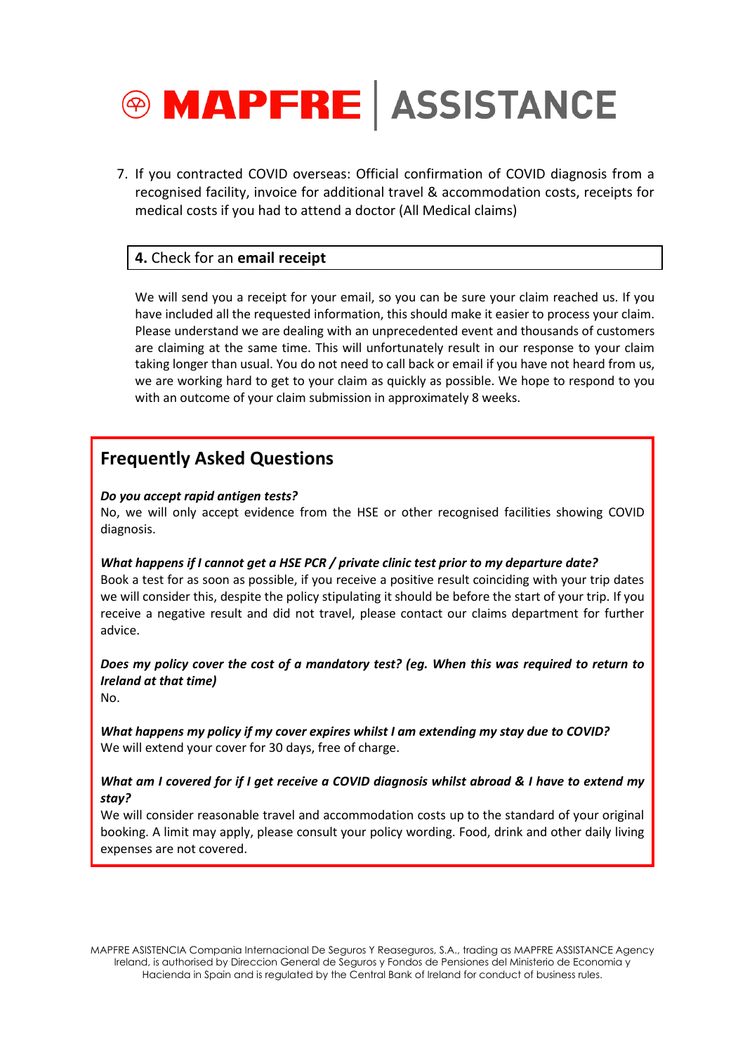7. If you contracted COVID overseas: Official confirmation of COVID diagnosis from a recognised facility, invoice for additional travel & accommodation costs, receipts for medical costs if you had to attend a doctor (All Medical claims)

**4.** Check for an **email receipt**

We will send you a receipt for your email, so you can be sure your claim reached us. If you have included all the requested information, this should make it easier to process your claim. Please understand we are dealing with an unprecedented event and thousands of customers are claiming at the same time. This will unfortunately result in our response to your claim taking longer than usual. You do not need to call back or email if you have not heard from us, we are working hard to get to your claim as quickly as possible. We hope to respond to you with an outcome of your claim submission in approximately 8 weeks.

## Frequently Asked Questions

***Do you accept rapid antigen tests?***
No, we will only accept evidence from the HSE or other recognised facilities showing COVID diagnosis.

***What happens if I cannot get a HSE PCR / private clinic test prior to my departure date?***
Book a test for as soon as possible, if you receive a positive result coinciding with your trip dates we will consider this, despite the policy stipulating it should be before the start of your trip. If you receive a negative result and did not travel, please contact our claims department for further advice.

***Does my policy cover the cost of a mandatory test? (eg. When this was required to return to Ireland at that time)***
No.

***What happens my policy if my cover expires whilst I am extending my stay due to COVID?***
We will extend your cover for 30 days, free of charge.

***What am I covered for if I get receive a COVID diagnosis whilst abroad & I have to extend my stay?***
We will consider reasonable travel and accommodation costs up to the standard of your original booking. A limit may apply, please consult your policy wording. Food, drink and other daily living expenses are not covered.

MAPFRE ASISTENCIA Compania Internacional De Seguros Y Reaseguros, S.A., trading as MAPFRE ASSISTANCE Agency Ireland, is authorised by Direccion General de Seguros y Fondos de Pensiones del Ministerio de Economia y Hacienda in Spain and is regulated by the Central Bank of Ireland for conduct of business rules.